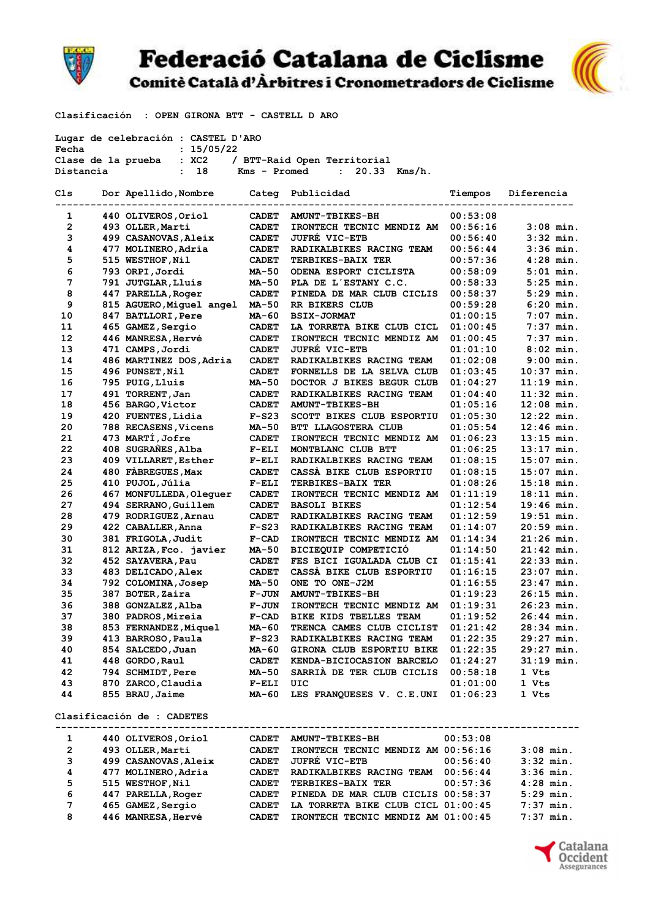# Federació Catalana de Ciclisme

## Comitè Català d'Àrbitres i Cronometradors de Ciclisme

Clasificación : OPEN GIRONA BTT - CASTELL D ARO

Lugar de celebración : CASTEL D'ARO
Fecha : 15/05/22
Clase de la prueba : XC2 / BTT-Raid Open Territorial
Distancia : 18 Kms - Promed : 20.33 Kms/h.

| Cls | Dor | Apellido,Nombre | Categ | Publicidad | Tiempos | Diferencia |
|---|---|---|---|---|---|---|
| 1 | 440 | OLIVEROS,Oriol | CADET | AMUNT-TBIKES-BH | 00:53:08 | |
| 2 | 493 | OLLER,Marti | CADET | IRONTECH TECNIC MENDIZ AM | 00:56:16 | 3:08 min. |
| 3 | 499 | CASANOVAS,Aleix | CADET | JUFRÉ VIC-ETB | 00:56:40 | 3:32 min. |
| 4 | 477 | MOLINERO,Adria | CADET | RADIKALBIKES RACING TEAM | 00:56:44 | 3:36 min. |
| 5 | 515 | WESTHOF,Nil | CADET | TERBIKES-BAIX TER | 00:57:36 | 4:28 min. |
| 6 | 793 | ORPI,Jordi | MA-50 | ODENA ESPORT CICLISTA | 00:58:09 | 5:01 min. |
| 7 | 791 | JUTGLAR,Lluís | MA-50 | PLA DE L´ESTANY C.C. | 00:58:33 | 5:25 min. |
| 8 | 447 | PARELLA,Roger | CADET | PINEDA DE MAR CLUB CICLIS | 00:58:37 | 5:29 min. |
| 9 | 815 | AGUERO,Miguel angel | MA-50 | RR BIKERS CLUB | 00:59:28 | 6:20 min. |
| 10 | 847 | BATLLORI,Pere | MA-60 | BSIX-JORMAT | 01:00:15 | 7:07 min. |
| 11 | 465 | GAMEZ,Sergio | CADET | LA TORRETA BIKE CLUB CICL | 01:00:45 | 7:37 min. |
| 12 | 446 | MANRESA,Hervé | CADET | IRONTECH TECNIC MENDIZ AM | 01:00:45 | 7:37 min. |
| 13 | 471 | CAMPS,Jordi | CADET | JUFRÉ VIC-ETB | 01:01:10 | 8:02 min. |
| 14 | 486 | MARTINEZ DOS,Adria | CADET | RADIKALBIKES RACING TEAM | 01:02:08 | 9:00 min. |
| 15 | 496 | PUNSET,Nil | CADET | FORNELLS DE LA SELVA CLUB | 01:03:45 | 10:37 min. |
| 16 | 795 | PUIG,Lluis | MA-50 | DOCTOR J BIKES BEGUR CLUB | 01:04:27 | 11:19 min. |
| 17 | 491 | TORRENT,Jan | CADET | RADIKALBIKES RACING TEAM | 01:04:40 | 11:32 min. |
| 18 | 456 | BARGO,Victor | CADET | AMUNT-TBIKES-BH | 01:05:16 | 12:08 min. |
| 19 | 420 | FUENTES,Lidia | F-S23 | SCOTT BIKES CLUB ESPORTIU | 01:05:30 | 12:22 min. |
| 20 | 788 | RECASENS,Vicens | MA-50 | BTT LLAGOSTERA CLUB | 01:05:54 | 12:46 min. |
| 21 | 473 | MARTÍ,Jofre | CADET | IRONTECH TECNIC MENDIZ AM | 01:06:23 | 13:15 min. |
| 22 | 408 | SUGRAÑES,Alba | F-ELI | MONTBLANC CLUB BTT | 01:06:25 | 13:17 min. |
| 23 | 409 | VILLARET,Esther | F-ELI | RADIKALBIKES RACING TEAM | 01:08:15 | 15:07 min. |
| 24 | 480 | FÀBREGUES,Max | CADET | CASSÀ BIKE CLUB ESPORTIU | 01:08:15 | 15:07 min. |
| 25 | 410 | PUJOL,Júlia | F-ELI | TERBIKES-BAIX TER | 01:08:26 | 15:18 min. |
| 26 | 467 | MONFULLEDA,Oleguer | CADET | IRONTECH TECNIC MENDIZ AM | 01:11:19 | 18:11 min. |
| 27 | 494 | SERRANO,Guillem | CADET | BASOLI BIKES | 01:12:54 | 19:46 min. |
| 28 | 479 | RODRIGUEZ,Arnau | CADET | RADIKALBIKES RACING TEAM | 01:12:59 | 19:51 min. |
| 29 | 422 | CABALLER,Anna | F-S23 | RADIKALBIKES RACING TEAM | 01:14:07 | 20:59 min. |
| 30 | 381 | FRIGOLA,Judit | F-CAD | IRONTECH TECNIC MENDIZ AM | 01:14:34 | 21:26 min. |
| 31 | 812 | ARIZA,Fco. javier | MA-50 | BICIEQUIP COMPETICIÓ | 01:14:50 | 21:42 min. |
| 32 | 452 | SAYAVERA,Pau | CADET | FES BICI IGUALADA CLUB CI | 01:15:41 | 22:33 min. |
| 33 | 483 | DELICADO,Alex | CADET | CASSÀ BIKE CLUB ESPORTIU | 01:16:15 | 23:07 min. |
| 34 | 792 | COLOMINA,Josep | MA-50 | ONE TO ONE-J2M | 01:16:55 | 23:47 min. |
| 35 | 387 | BOTER,Zaira | F-JUN | AMUNT-TBIKES-BH | 01:19:23 | 26:15 min. |
| 36 | 388 | GONZALEZ,Alba | F-JUN | IRONTECH TECNIC MENDIZ AM | 01:19:31 | 26:23 min. |
| 37 | 380 | PADROS,Mireia | F-CAD | BIKE KIDS TBELLES TEAM | 01:19:52 | 26:44 min. |
| 38 | 853 | FERNANDEZ,Miquel | MA-60 | TRENCA CAMES CLUB CICLIST | 01:21:42 | 28:34 min. |
| 39 | 413 | BARROSO,Paula | F-S23 | RADIKALBIKES RACING TEAM | 01:22:35 | 29:27 min. |
| 40 | 854 | SALCEDO,Juan | MA-60 | GIRONA CLUB ESPORTIU BIKE | 01:22:35 | 29:27 min. |
| 41 | 448 | GORDO,Raul | CADET | KENDA-BICIOCASION BARCELO | 01:24:27 | 31:19 min. |
| 42 | 794 | SCHMIDT,Pere | MA-50 | SARRIÀ DE TER CLUB CICLIS | 00:58:18 | 1 Vts |
| 43 | 870 | ZARCO,Claudia | F-ELI | UIC | 01:01:00 | 1 Vts |
| 44 | 855 | BRAU,Jaime | MA-60 | LES FRANQUESES V. C.E.UNI | 01:06:23 | 1 Vts |

Clasificación de : CADETES

| Cls | Dor | Apellido,Nombre | Categ | Publicidad | Tiempos | Diferencia |
|---|---|---|---|---|---|---|
| 1 | 440 | OLIVEROS,Oriol | CADET | AMUNT-TBIKES-BH | 00:53:08 | |
| 2 | 493 | OLLER,Marti | CADET | IRONTECH TECNIC MENDIZ AM | 00:56:16 | 3:08 min. |
| 3 | 499 | CASANOVAS,Aleix | CADET | JUFRÉ VIC-ETB | 00:56:40 | 3:32 min. |
| 4 | 477 | MOLINERO,Adria | CADET | RADIKALBIKES RACING TEAM | 00:56:44 | 3:36 min. |
| 5 | 515 | WESTHOF,Nil | CADET | TERBIKES-BAIX TER | 00:57:36 | 4:28 min. |
| 6 | 447 | PARELLA,Roger | CADET | PINEDA DE MAR CLUB CICLIS | 00:58:37 | 5:29 min. |
| 7 | 465 | GAMEZ,Sergio | CADET | LA TORRETA BIKE CLUB CICL | 01:00:45 | 7:37 min. |
| 8 | 446 | MANRESA,Hervé | CADET | IRONTECH TECNIC MENDIZ AM | 01:00:45 | 7:37 min. |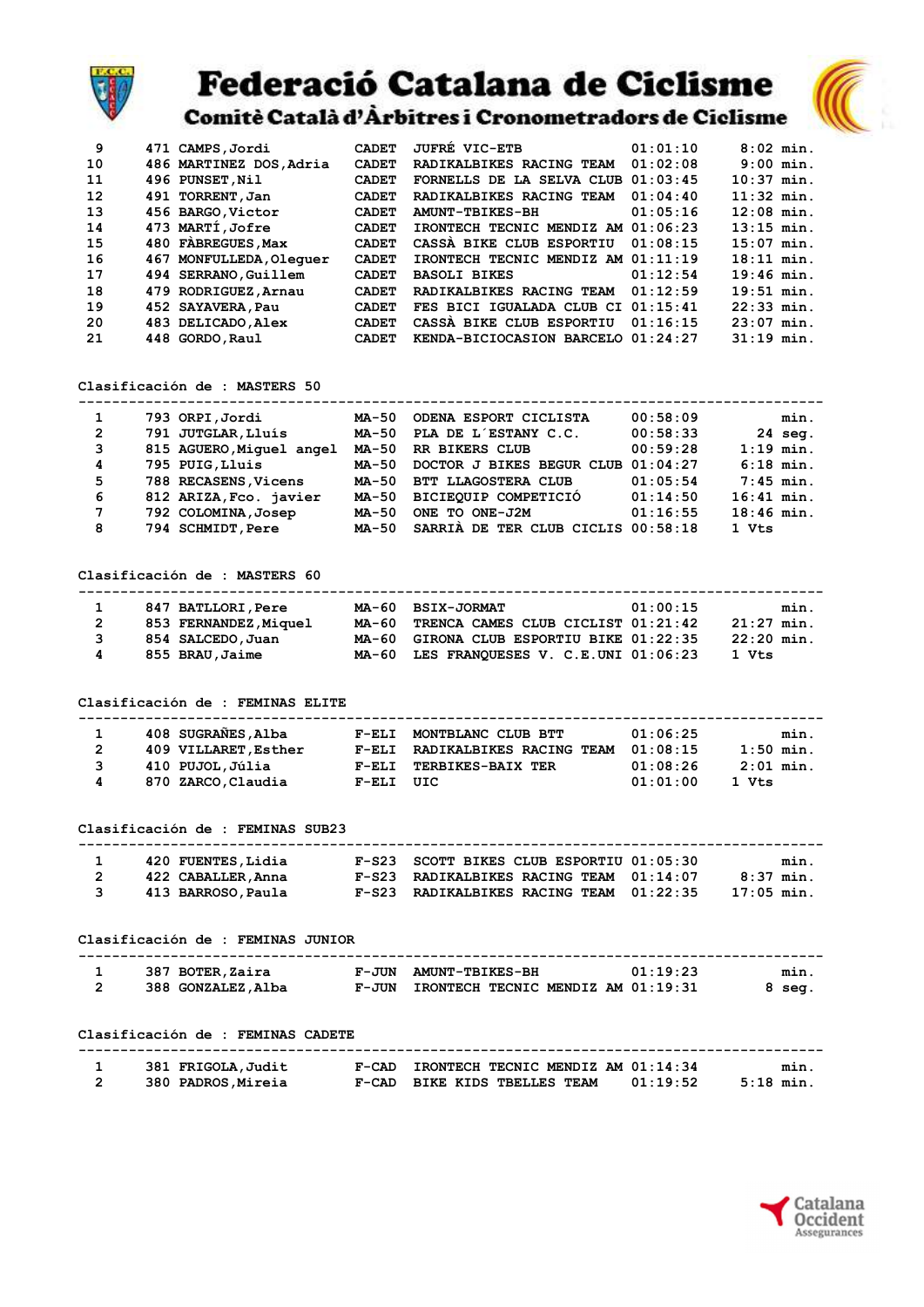# Federació Catalana de Ciclisme

## Comitè Català d'Àrbitres i Cronometradors de Ciclisme

| | | | | | | |
|---|---|---|---|---|---|---|
| 9 | 471 | CAMPS,Jordi | CADET | JUFRÉ VIC-ETB | 01:01:10 | 8:02 min. |
| 10 | 486 | MARTINEZ DOS,Adria | CADET | RADIKALBIKES RACING TEAM | 01:02:08 | 9:00 min. |
| 11 | 496 | PUNSET,Nil | CADET | FORNELLS DE LA SELVA CLUB | 01:03:45 | 10:37 min. |
| 12 | 491 | TORRENT,Jan | CADET | RADIKALBIKES RACING TEAM | 01:04:40 | 11:32 min. |
| 13 | 456 | BARGO,Victor | CADET | AMUNT-TBIKES-BH | 01:05:16 | 12:08 min. |
| 14 | 473 | MARTÍ,Jofre | CADET | IRONTECH TECNIC MENDIZ AM | 01:06:23 | 13:15 min. |
| 15 | 480 | FÀBREGUES,Max | CADET | CASSÀ BIKE CLUB ESPORTIU | 01:08:15 | 15:07 min. |
| 16 | 467 | MONFULLEDA,Oleguer | CADET | IRONTECH TECNIC MENDIZ AM | 01:11:19 | 18:11 min. |
| 17 | 494 | SERRANO,Guillem | CADET | BASOLI BIKES | 01:12:54 | 19:46 min. |
| 18 | 479 | RODRIGUEZ,Arnau | CADET | RADIKALBIKES RACING TEAM | 01:12:59 | 19:51 min. |
| 19 | 452 | SAYAVERA,Pau | CADET | FES BICI IGUALADA CLUB CI | 01:15:41 | 22:33 min. |
| 20 | 483 | DELICADO,Alex | CADET | CASSÀ BIKE CLUB ESPORTIU | 01:16:15 | 23:07 min. |
| 21 | 448 | GORDO,Raul | CADET | KENDA-BICIOCASION BARCELO | 01:24:27 | 31:19 min. |

### Clasificación de : MASTERS 50

| | | | | | | |
|---|---|---|---|---|---|---|
| 1 | 793 | ORPI,Jordi | MA-50 | ODENA ESPORT CICLISTA | 00:58:09 | min. |
| 2 | 791 | JUTGLAR,Lluís | MA-50 | PLA DE L´ESTANY C.C. | 00:58:33 | 24 seg. |
| 3 | 815 | AGUERO,Miguel angel | MA-50 | RR BIKERS CLUB | 00:59:28 | 1:19 min. |
| 4 | 795 | PUIG,Lluis | MA-50 | DOCTOR J BIKES BEGUR CLUB | 01:04:27 | 6:18 min. |
| 5 | 788 | RECASENS,Vicens | MA-50 | BTT LLAGOSTERA CLUB | 01:05:54 | 7:45 min. |
| 6 | 812 | ARIZA,Fco. javier | MA-50 | BICIEQUIP COMPETICIÓ | 01:14:50 | 16:41 min. |
| 7 | 792 | COLOMINA,Josep | MA-50 | ONE TO ONE-J2M | 01:16:55 | 18:46 min. |
| 8 | 794 | SCHMIDT,Pere | MA-50 | SARRIÀ DE TER CLUB CICLIS | 00:58:18 | 1 Vts |

### Clasificación de : MASTERS 60

| | | | | | | |
|---|---|---|---|---|---|---|
| 1 | 847 | BATLLORI,Pere | MA-60 | BSIX-JORMAT | 01:00:15 | min. |
| 2 | 853 | FERNANDEZ,Miquel | MA-60 | TRENCA CAMES CLUB CICLIST | 01:21:42 | 21:27 min. |
| 3 | 854 | SALCEDO,Juan | MA-60 | GIRONA CLUB ESPORTIU BIKE | 01:22:35 | 22:20 min. |
| 4 | 855 | BRAU,Jaime | MA-60 | LES FRANQUESES V. C.E.UNI | 01:06:23 | 1 Vts |

### Clasificación de : FEMINAS ELITE

| | | | | | | |
|---|---|---|---|---|---|---|
| 1 | 408 | SUGRAÑES,Alba | F-ELI | MONTBLANC CLUB BTT | 01:06:25 | min. |
| 2 | 409 | VILLARET,Esther | F-ELI | RADIKALBIKES RACING TEAM | 01:08:15 | 1:50 min. |
| 3 | 410 | PUJOL,Júlia | F-ELI | TERBIKES-BAIX TER | 01:08:26 | 2:01 min. |
| 4 | 870 | ZARCO,Claudia | F-ELI | UIC | 01:01:00 | 1 Vts |

### Clasificación de : FEMINAS SUB23

| | | | | | | |
|---|---|---|---|---|---|---|
| 1 | 420 | FUENTES,Lidia | F-S23 | SCOTT BIKES CLUB ESPORTIU | 01:05:30 | min. |
| 2 | 422 | CABALLER,Anna | F-S23 | RADIKALBIKES RACING TEAM | 01:14:07 | 8:37 min. |
| 3 | 413 | BARROSO,Paula | F-S23 | RADIKALBIKES RACING TEAM | 01:22:35 | 17:05 min. |

### Clasificación de : FEMINAS JUNIOR

| | | | | | | |
|---|---|---|---|---|---|---|
| 1 | 387 | BOTER,Zaira | F-JUN | AMUNT-TBIKES-BH | 01:19:23 | min. |
| 2 | 388 | GONZALEZ,Alba | F-JUN | IRONTECH TECNIC MENDIZ AM | 01:19:31 | 8 seg. |

### Clasificación de : FEMINAS CADETE

| | | | | | | |
|---|---|---|---|---|---|---|
| 1 | 381 | FRIGOLA,Judit | F-CAD | IRONTECH TECNIC MENDIZ AM | 01:14:34 | min. |
| 2 | 380 | PADROS,Mireia | F-CAD | BIKE KIDS TBELLES TEAM | 01:19:52 | 5:18 min. |

Catalana Occident Assegurances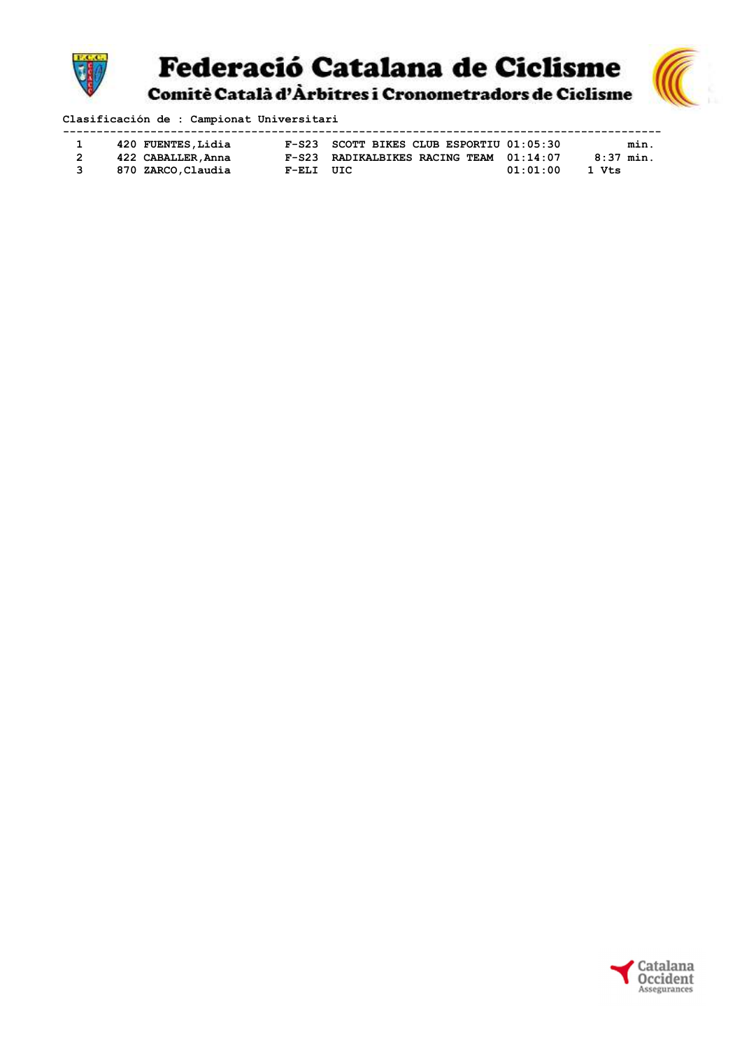# Federació Catalana de Ciclisme

## Comitè Català d'Àrbitres i Cronometradors de Ciclisme

**Clasificación de : Campionat Universitari**

| | | | | | | |
|---|---|---|---|---|---|---|
| 1 | 420 | FUENTES,Lidia | F-S23 | SCOTT BIKES CLUB ESPORTIU | 01:05:30 | min. |
| 2 | 422 | CABALLER,Anna | F-S23 | RADIKALBIKES RACING TEAM | 01:14:07 | 8:37 min. |
| 3 | 870 | ZARCO,Claudia | F-ELI | UIC | 01:01:00 | 1 Vts |

Catalana Occident Assegurances